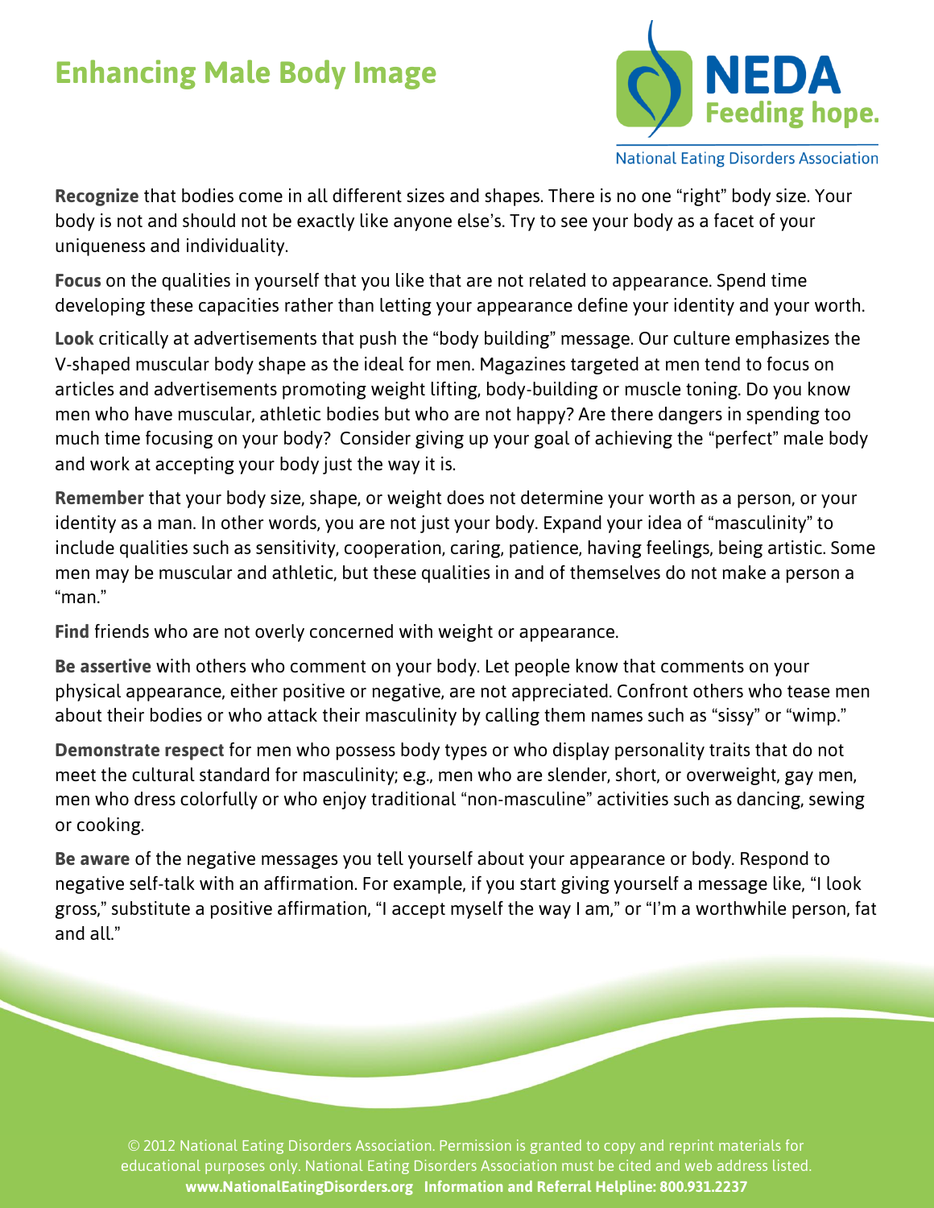# Enhancing Male Body Image

NEDA
Feeding hope.
National Eating Disorders Association

**Recognize** that bodies come in all different sizes and shapes. There is no one "right" body size. Your body is not and should not be exactly like anyone else's. Try to see your body as a facet of your uniqueness and individuality.

**Focus** on the qualities in yourself that you like that are not related to appearance. Spend time developing these capacities rather than letting your appearance define your identity and your worth.

**Look** critically at advertisements that push the "body building" message. Our culture emphasizes the V-shaped muscular body shape as the ideal for men. Magazines targeted at men tend to focus on articles and advertisements promoting weight lifting, body-building or muscle toning. Do you know men who have muscular, athletic bodies but who are not happy? Are there dangers in spending too much time focusing on your body? Consider giving up your goal of achieving the "perfect" male body and work at accepting your body just the way it is.

**Remember** that your body size, shape, or weight does not determine your worth as a person, or your identity as a man. In other words, you are not just your body. Expand your idea of "masculinity" to include qualities such as sensitivity, cooperation, caring, patience, having feelings, being artistic. Some men may be muscular and athletic, but these qualities in and of themselves do not make a person a "man."

**Find** friends who are not overly concerned with weight or appearance.

**Be assertive** with others who comment on your body. Let people know that comments on your physical appearance, either positive or negative, are not appreciated. Confront others who tease men about their bodies or who attack their masculinity by calling them names such as "sissy" or "wimp."

**Demonstrate respect** for men who possess body types or who display personality traits that do not meet the cultural standard for masculinity; e.g., men who are slender, short, or overweight, gay men, men who dress colorfully or who enjoy traditional "non-masculine" activities such as dancing, sewing or cooking.

**Be aware** of the negative messages you tell yourself about your appearance or body. Respond to negative self-talk with an affirmation. For example, if you start giving yourself a message like, "I look gross," substitute a positive affirmation, "I accept myself the way I am," or "I'm a worthwhile person, fat and all."

© 2012 National Eating Disorders Association. Permission is granted to copy and reprint materials for educational purposes only. National Eating Disorders Association must be cited and web address listed.
**www.NationalEatingDisorders.org Information and Referral Helpline: 800.931.2237**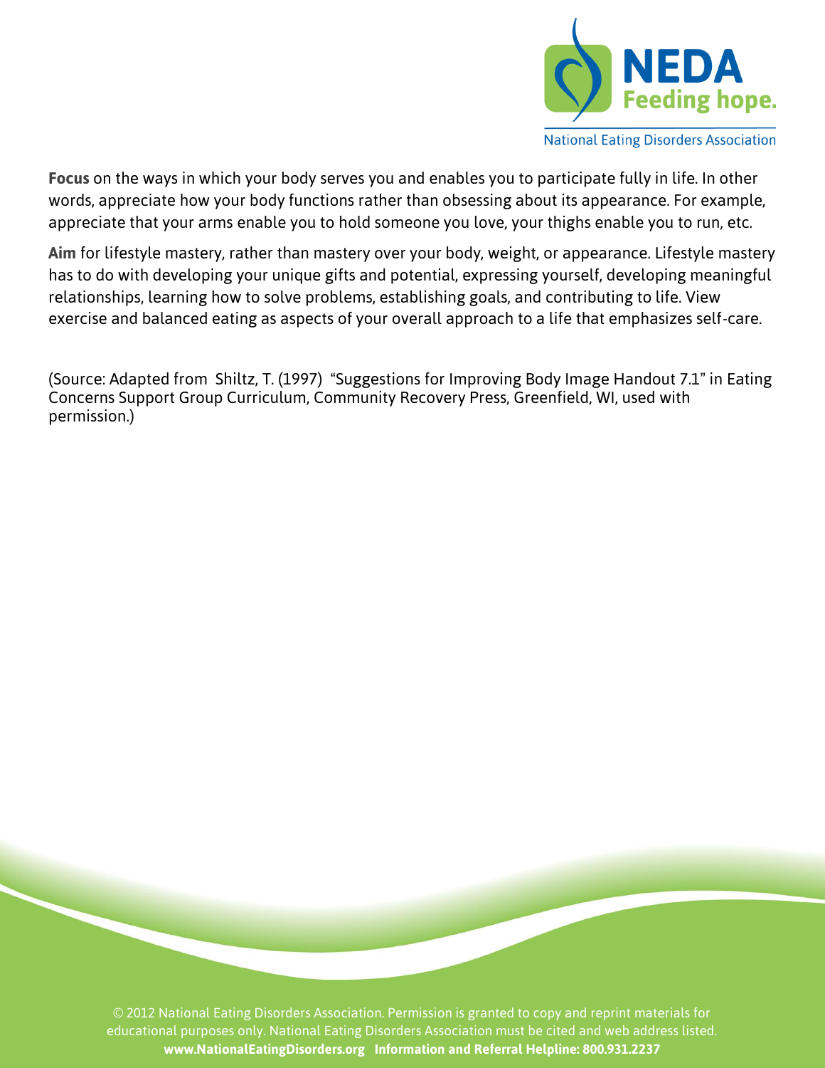**Focus** on the ways in which your body serves you and enables you to participate fully in life. In other words, appreciate how your body functions rather than obsessing about its appearance. For example, appreciate that your arms enable you to hold someone you love, your thighs enable you to run, etc.

**Aim** for lifestyle mastery, rather than mastery over your body, weight, or appearance. Lifestyle mastery has to do with developing your unique gifts and potential, expressing yourself, developing meaningful relationships, learning how to solve problems, establishing goals, and contributing to life. View exercise and balanced eating as aspects of your overall approach to a life that emphasizes self-care.

(Source: Adapted from Shiltz, T. (1997) "Suggestions for Improving Body Image Handout 7.1" in Eating Concerns Support Group Curriculum, Community Recovery Press, Greenfield, WI, used with permission.)

© 2012 National Eating Disorders Association. Permission is granted to copy and reprint materials for educational purposes only. National Eating Disorders Association must be cited and web address listed.
**www.NationalEatingDisorders.org Information and Referral Helpline: 800.931.2237**